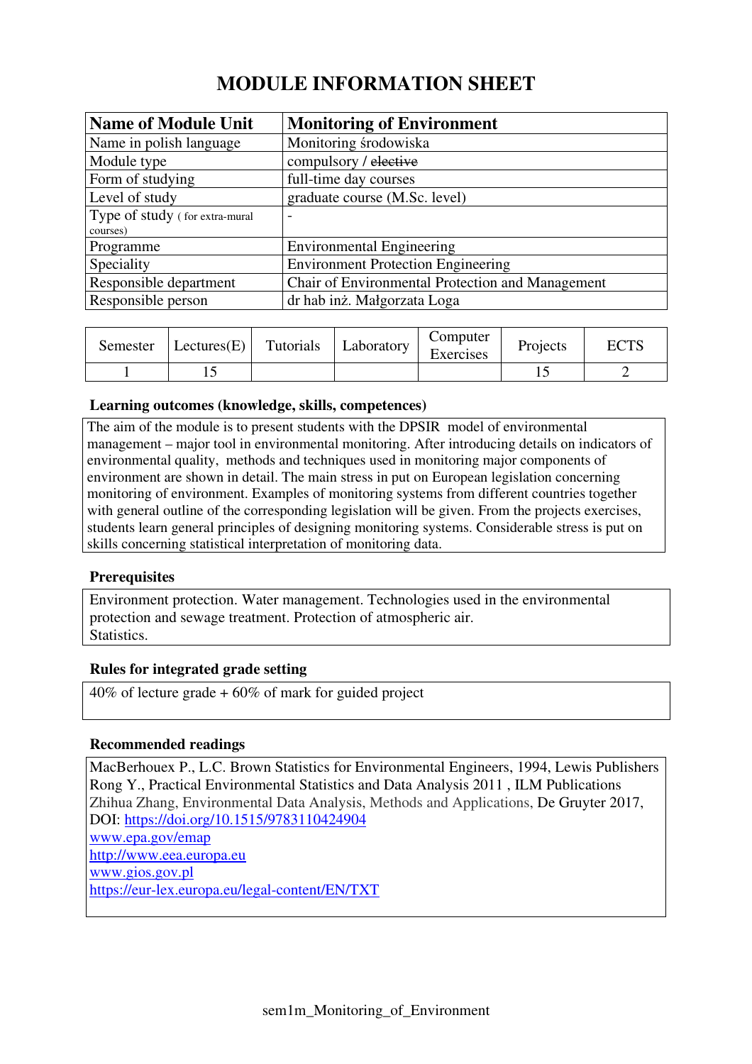# MODULE INFORMATION SHEET

| Name of Module Unit | Monitoring of Environment |
|---|---|
| Name in polish language | Monitoring środowiska |
| Module type | compulsory / ~~elective~~ |
| Form of studying | full-time day courses |
| Level of study | graduate course (M.Sc. level) |
| Type of study ( for extra-mural courses) | - |
| Programme | Environmental Engineering |
| Speciality | Environment Protection Engineering |
| Responsible department | Chair of Environmental Protection and Management |
| Responsible person | dr hab inż. Małgorzata Loga |

| Semester | Lectures(E) | Tutorials | Laboratory | Computer Exercises | Projects | ECTS |
|---|---|---|---|---|---|---|
| 1 | 15 | | | | 15 | 2 |

### Learning outcomes (knowledge, skills, competences)

The aim of the module is to present students with the DPSIR model of environmental management – major tool in environmental monitoring. After introducing details on indicators of environmental quality, methods and techniques used in monitoring major components of environment are shown in detail. The main stress in put on European legislation concerning monitoring of environment. Examples of monitoring systems from different countries together with general outline of the corresponding legislation will be given. From the projects exercises, students learn general principles of designing monitoring systems. Considerable stress is put on skills concerning statistical interpretation of monitoring data.

### Prerequisites

Environment protection. Water management. Technologies used in the environmental protection and sewage treatment. Protection of atmospheric air.
Statistics.

### Rules for integrated grade setting

40% of lecture grade + 60% of mark for guided project

### Recommended readings

MacBerhouex P., L.C. Brown Statistics for Environmental Engineers, 1994, Lewis Publishers
Rong Y., Practical Environmental Statistics and Data Analysis 2011 , ILM Publications
Zhihua Zhang, Environmental Data Analysis, Methods and Applications, De Gruyter 2017, DOI: https://doi.org/10.1515/9783110424904
www.epa.gov/emap
http://www.eea.europa.eu
www.gios.gov.pl
https://eur-lex.europa.eu/legal-content/EN/TXT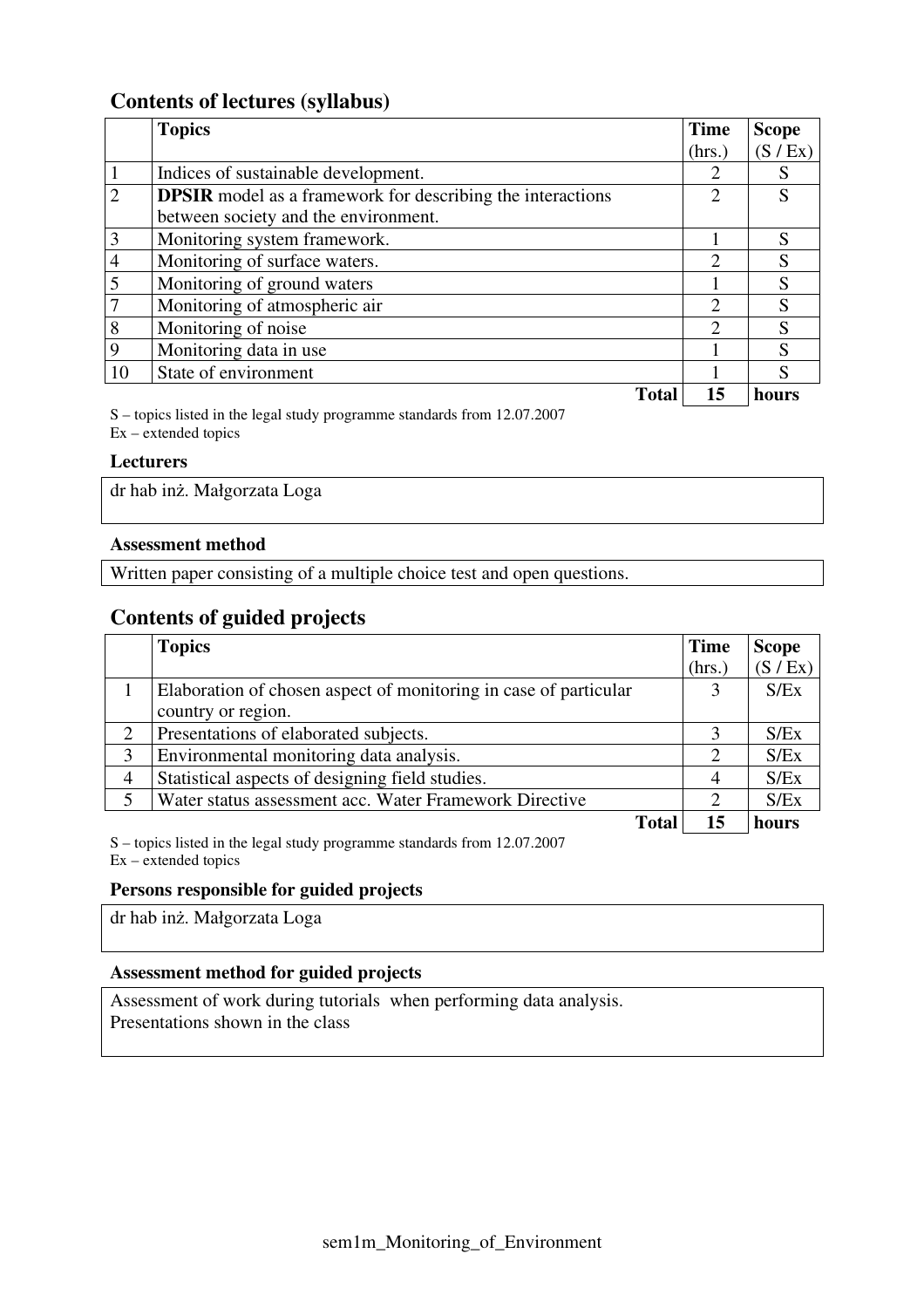## Contents of lectures (syllabus)

| | Topics | Time (hrs.) | Scope (S / Ex) |
|---|---|---|---|
| 1 | Indices of sustainable development. | 2 | S |
| 2 | **DPSIR** model as a framework for describing the interactions between society and the environment. | 2 | S |
| 3 | Monitoring system framework. | 1 | S |
| 4 | Monitoring of surface waters. | 2 | S |
| 5 | Monitoring of ground waters | 1 | S |
| 7 | Monitoring of atmospheric air | 2 | S |
| 8 | Monitoring of noise | 2 | S |
| 9 | Monitoring data in use | 1 | S |
| 10 | State of environment | 1 | S |
| | **Total** | **15** | **hours** |

S – topics listed in the legal study programme standards from 12.07.2007
Ex – extended topics

**Lecturers**

dr hab inż. Małgorzata Loga

**Assessment method**

Written paper consisting of a multiple choice test and open questions.

## Contents of guided projects

| | Topics | Time (hrs.) | Scope (S / Ex) |
|---|---|---|---|
| 1 | Elaboration of chosen aspect of monitoring in case of particular country or region. | 3 | S/Ex |
| 2 | Presentations of elaborated subjects. | 3 | S/Ex |
| 3 | Environmental monitoring data analysis. | 2 | S/Ex |
| 4 | Statistical aspects of designing field studies. | 4 | S/Ex |
| 5 | Water status assessment acc. Water Framework Directive | 2 | S/Ex |
| | **Total** | **15** | **hours** |

S – topics listed in the legal study programme standards from 12.07.2007
Ex – extended topics

**Persons responsible for guided projects**

dr hab inż. Małgorzata Loga

**Assessment method for guided projects**

Assessment of work during tutorials when performing data analysis.
Presentations shown in the class